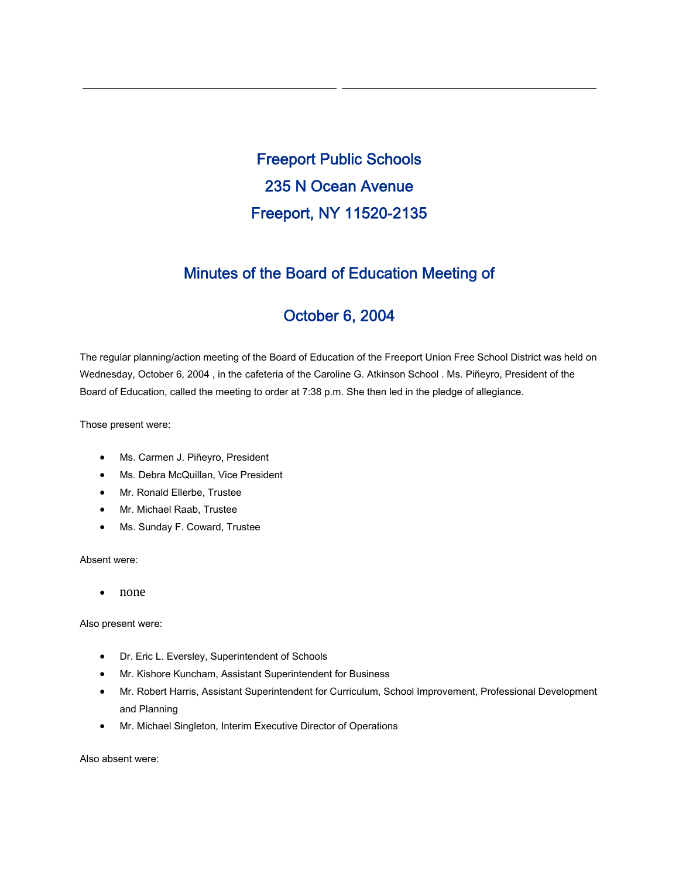# Freeport Public Schools

## 235 N Ocean Avenue

## Freeport, NY 11520-2135

## Minutes of the Board of Education Meeting of

## October 6, 2004

The regular planning/action meeting of the Board of Education of the Freeport Union Free School District was held on Wednesday, October 6, 2004 , in the cafeteria of the Caroline G. Atkinson School . Ms. Piñeyro, President of the Board of Education, called the meeting to order at 7:38 p.m. She then led in the pledge of allegiance.

Those present were:

- Ms. Carmen J. Piñeyro, President
- Ms. Debra McQuillan, Vice President
- Mr. Ronald Ellerbe, Trustee
- Mr. Michael Raab, Trustee
- Ms. Sunday F. Coward, Trustee

Absent were:

- none

Also present were:

- Dr. Eric L. Eversley, Superintendent of Schools
- Mr. Kishore Kuncham, Assistant Superintendent for Business
- Mr. Robert Harris, Assistant Superintendent for Curriculum, School Improvement, Professional Development and Planning
- Mr. Michael Singleton, Interim Executive Director of Operations

Also absent were: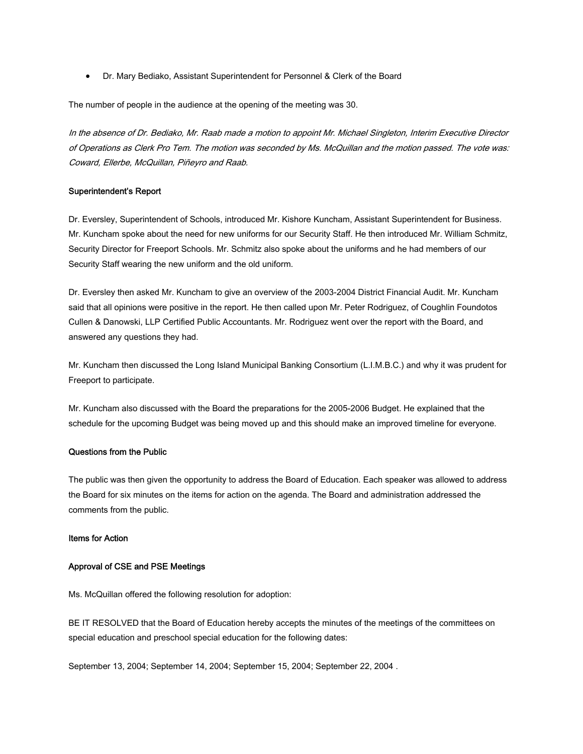- Dr. Mary Bediako, Assistant Superintendent for Personnel & Clerk of the Board

The number of people in the audience at the opening of the meeting was 30.

*In the absence of Dr. Bediako, Mr. Raab made a motion to appoint Mr. Michael Singleton, Interim Executive Director of Operations as Clerk Pro Tem. The motion was seconded by Ms. McQuillan and the motion passed. The vote was: Coward, Ellerbe, McQuillan, Piñeyro and Raab.*

**Superintendent's Report**

Dr. Eversley, Superintendent of Schools, introduced Mr. Kishore Kuncham, Assistant Superintendent for Business. Mr. Kuncham spoke about the need for new uniforms for our Security Staff. He then introduced Mr. William Schmitz, Security Director for Freeport Schools. Mr. Schmitz also spoke about the uniforms and he had members of our Security Staff wearing the new uniform and the old uniform.

Dr. Eversley then asked Mr. Kuncham to give an overview of the 2003-2004 District Financial Audit. Mr. Kuncham said that all opinions were positive in the report. He then called upon Mr. Peter Rodriguez, of Coughlin Foundotos Cullen & Danowski, LLP Certified Public Accountants. Mr. Rodriguez went over the report with the Board, and answered any questions they had.

Mr. Kuncham then discussed the Long Island Municipal Banking Consortium (L.I.M.B.C.) and why it was prudent for Freeport to participate.

Mr. Kuncham also discussed with the Board the preparations for the 2005-2006 Budget. He explained that the schedule for the upcoming Budget was being moved up and this should make an improved timeline for everyone.

**Questions from the Public**

The public was then given the opportunity to address the Board of Education. Each speaker was allowed to address the Board for six minutes on the items for action on the agenda. The Board and administration addressed the comments from the public.

**Items for Action**

**Approval of CSE and PSE Meetings**

Ms. McQuillan offered the following resolution for adoption:

BE IT RESOLVED that the Board of Education hereby accepts the minutes of the meetings of the committees on special education and preschool special education for the following dates:

September 13, 2004; September 14, 2004; September 15, 2004; September 22, 2004 .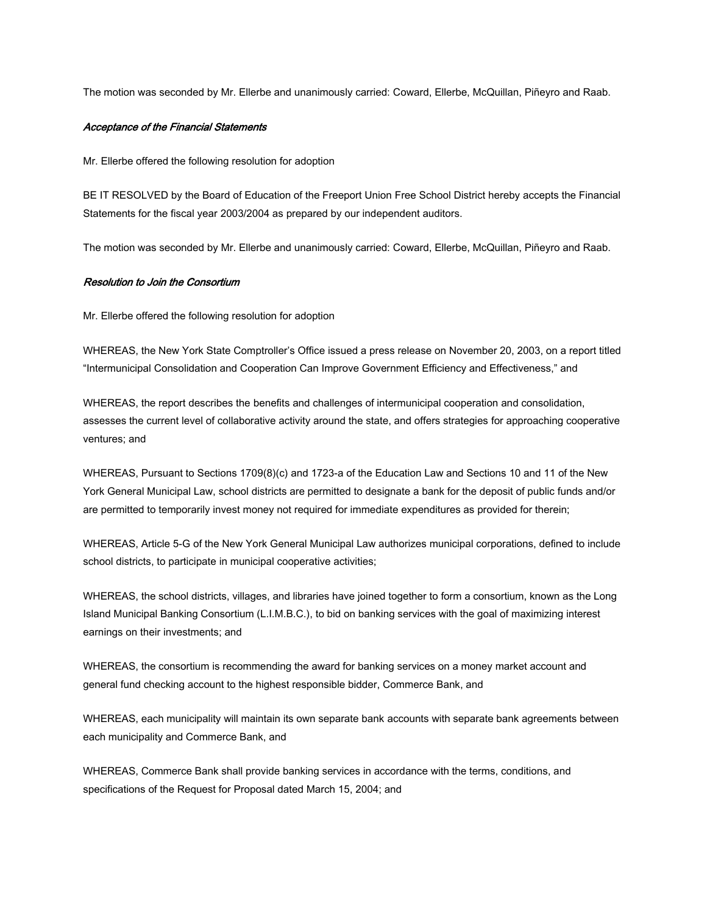The motion was seconded by Mr. Ellerbe and unanimously carried: Coward, Ellerbe, McQuillan, Piñeyro and Raab.

*Acceptance of the Financial Statements*

Mr. Ellerbe offered the following resolution for adoption

BE IT RESOLVED by the Board of Education of the Freeport Union Free School District hereby accepts the Financial Statements for the fiscal year 2003/2004 as prepared by our independent auditors.

The motion was seconded by Mr. Ellerbe and unanimously carried: Coward, Ellerbe, McQuillan, Piñeyro and Raab.

*Resolution to Join the Consortium*

Mr. Ellerbe offered the following resolution for adoption

WHEREAS, the New York State Comptroller's Office issued a press release on November 20, 2003, on a report titled "Intermunicipal Consolidation and Cooperation Can Improve Government Efficiency and Effectiveness," and

WHEREAS, the report describes the benefits and challenges of intermunicipal cooperation and consolidation, assesses the current level of collaborative activity around the state, and offers strategies for approaching cooperative ventures; and

WHEREAS, Pursuant to Sections 1709(8)(c) and 1723-a of the Education Law and Sections 10 and 11 of the New York General Municipal Law, school districts are permitted to designate a bank for the deposit of public funds and/or are permitted to temporarily invest money not required for immediate expenditures as provided for therein;

WHEREAS, Article 5-G of the New York General Municipal Law authorizes municipal corporations, defined to include school districts, to participate in municipal cooperative activities;

WHEREAS, the school districts, villages, and libraries have joined together to form a consortium, known as the Long Island Municipal Banking Consortium (L.I.M.B.C.), to bid on banking services with the goal of maximizing interest earnings on their investments; and

WHEREAS, the consortium is recommending the award for banking services on a money market account and general fund checking account to the highest responsible bidder, Commerce Bank, and

WHEREAS, each municipality will maintain its own separate bank accounts with separate bank agreements between each municipality and Commerce Bank, and

WHEREAS, Commerce Bank shall provide banking services in accordance with the terms, conditions, and specifications of the Request for Proposal dated March 15, 2004; and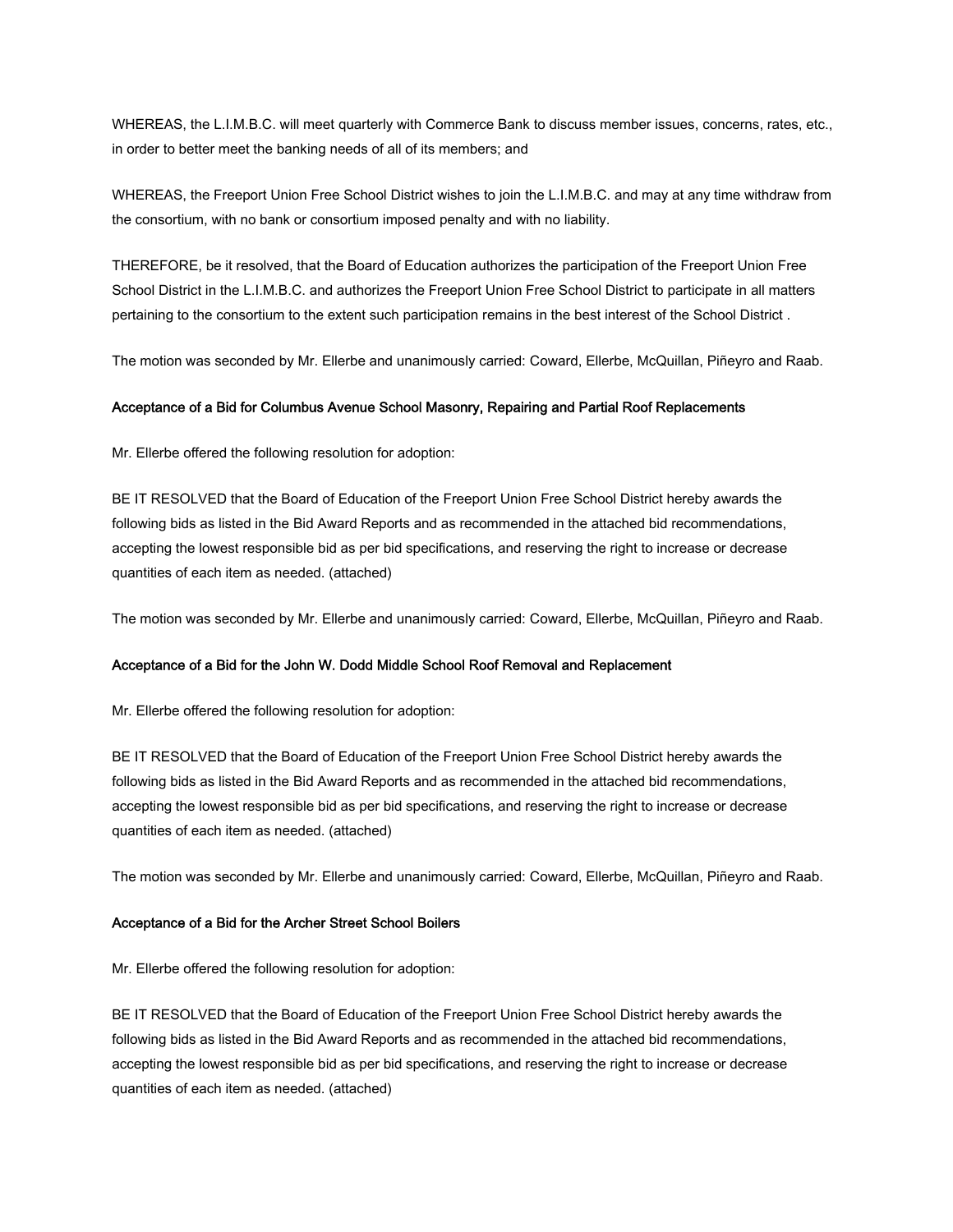WHEREAS, the L.I.M.B.C. will meet quarterly with Commerce Bank to discuss member issues, concerns, rates, etc., in order to better meet the banking needs of all of its members; and

WHEREAS, the Freeport Union Free School District wishes to join the L.I.M.B.C. and may at any time withdraw from the consortium, with no bank or consortium imposed penalty and with no liability.

THEREFORE, be it resolved, that the Board of Education authorizes the participation of the Freeport Union Free School District in the L.I.M.B.C. and authorizes the Freeport Union Free School District to participate in all matters pertaining to the consortium to the extent such participation remains in the best interest of the School District .

The motion was seconded by Mr. Ellerbe and unanimously carried: Coward, Ellerbe, McQuillan, Piñeyro and Raab.

**Acceptance of a Bid for Columbus Avenue School Masonry, Repairing and Partial Roof Replacements**

Mr. Ellerbe offered the following resolution for adoption:

BE IT RESOLVED that the Board of Education of the Freeport Union Free School District hereby awards the following bids as listed in the Bid Award Reports and as recommended in the attached bid recommendations, accepting the lowest responsible bid as per bid specifications, and reserving the right to increase or decrease quantities of each item as needed. (attached)

The motion was seconded by Mr. Ellerbe and unanimously carried: Coward, Ellerbe, McQuillan, Piñeyro and Raab.

**Acceptance of a Bid for the John W. Dodd Middle School Roof Removal and Replacement**

Mr. Ellerbe offered the following resolution for adoption:

BE IT RESOLVED that the Board of Education of the Freeport Union Free School District hereby awards the following bids as listed in the Bid Award Reports and as recommended in the attached bid recommendations, accepting the lowest responsible bid as per bid specifications, and reserving the right to increase or decrease quantities of each item as needed. (attached)

The motion was seconded by Mr. Ellerbe and unanimously carried: Coward, Ellerbe, McQuillan, Piñeyro and Raab.

**Acceptance of a Bid for the Archer Street School Boilers**

Mr. Ellerbe offered the following resolution for adoption:

BE IT RESOLVED that the Board of Education of the Freeport Union Free School District hereby awards the following bids as listed in the Bid Award Reports and as recommended in the attached bid recommendations, accepting the lowest responsible bid as per bid specifications, and reserving the right to increase or decrease quantities of each item as needed. (attached)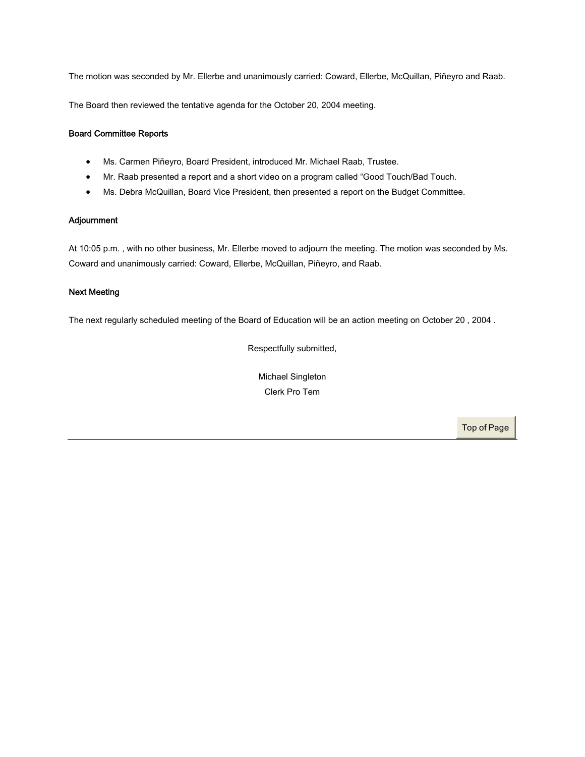The motion was seconded by Mr. Ellerbe and unanimously carried: Coward, Ellerbe, McQuillan, Piñeyro and Raab.

The Board then reviewed the tentative agenda for the October 20, 2004 meeting.

**Board Committee Reports**

- Ms. Carmen Piñeyro, Board President, introduced Mr. Michael Raab, Trustee.
- Mr. Raab presented a report and a short video on a program called "Good Touch/Bad Touch.
- Ms. Debra McQuillan, Board Vice President, then presented a report on the Budget Committee.

**Adjournment**

At 10:05 p.m. , with no other business, Mr. Ellerbe moved to adjourn the meeting. The motion was seconded by Ms. Coward and unanimously carried: Coward, Ellerbe, McQuillan, Piñeyro, and Raab.

**Next Meeting**

The next regularly scheduled meeting of the Board of Education will be an action meeting on October 20 , 2004 .

Respectfully submitted,

Michael Singleton
Clerk Pro Tem

Top of Page